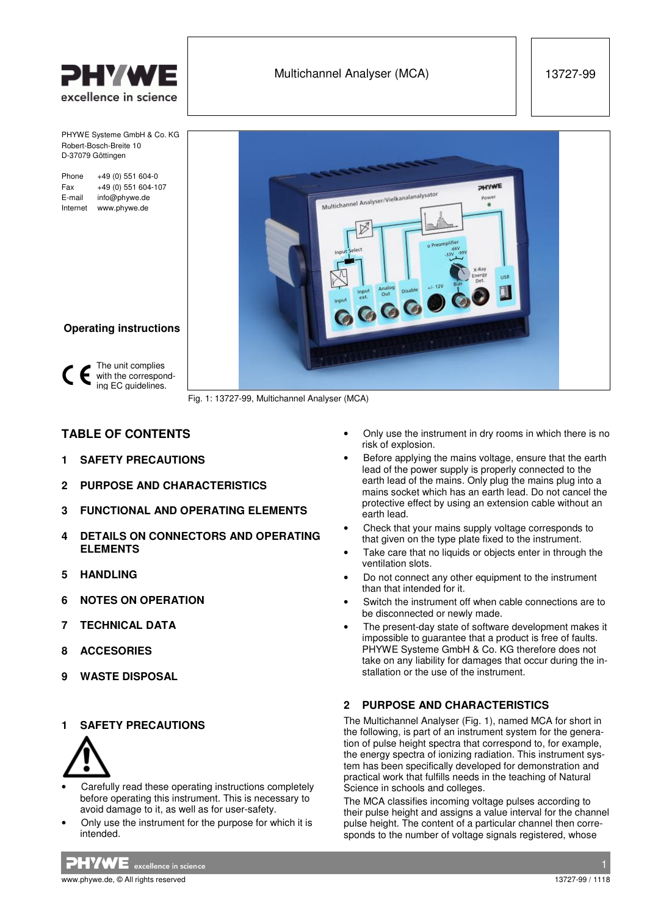PHYWE excellence in science

Multichannel Analyser (MCA)

13727-99

PHYWE Systeme GmbH & Co. KG
Robert-Bosch-Breite 10
D-37079 Göttingen

Phone +49 (0) 551 604-0
Fax +49 (0) 551 604-107
E-mail info@phywe.de
Internet www.phywe.de

**Operating instructions**

The unit complies with the corresponding EC guidelines.

Fig. 1: 13727-99, Multichannel Analyser (MCA)

## TABLE OF CONTENTS

1 SAFETY PRECAUTIONS

2 PURPOSE AND CHARACTERISTICS

3 FUNCTIONAL AND OPERATING ELEMENTS

4 DETAILS ON CONNECTORS AND OPERATING ELEMENTS

5 HANDLING

6 NOTES ON OPERATION

7 TECHNICAL DATA

8 ACCESORIES

9 WASTE DISPOSAL

## 1 SAFETY PRECAUTIONS

- Carefully read these operating instructions completely before operating this instrument. This is necessary to avoid damage to it, as well as for user-safety.
- Only use the instrument for the purpose for which it is intended.
- Only use the instrument in dry rooms in which there is no risk of explosion.
- Before applying the mains voltage, ensure that the earth lead of the power supply is properly connected to the earth lead of the mains. Only plug the mains plug into a mains socket which has an earth lead. Do not cancel the protective effect by using an extension cable without an earth lead.
- Check that your mains supply voltage corresponds to that given on the type plate fixed to the instrument.
- Take care that no liquids or objects enter in through the ventilation slots.
- Do not connect any other equipment to the instrument than that intended for it.
- Switch the instrument off when cable connections are to be disconnected or newly made.
- The present-day state of software development makes it impossible to guarantee that a product is free of faults. PHYWE Systeme GmbH & Co. KG therefore does not take on any liability for damages that occur during the installation or the use of the instrument.

## 2 PURPOSE AND CHARACTERISTICS

The Multichannel Analyser (Fig. 1), named MCA for short in the following, is part of an instrument system for the generation of pulse height spectra that correspond to, for example, the energy spectra of ionizing radiation. This instrument system has been specifically developed for demonstration and practical work that fulfills needs in the teaching of Natural Science in schools and colleges.

The MCA classifies incoming voltage pulses according to their pulse height and assigns a value interval for the channel pulse height. The content of a particular channel then corresponds to the number of voltage signals registered, whose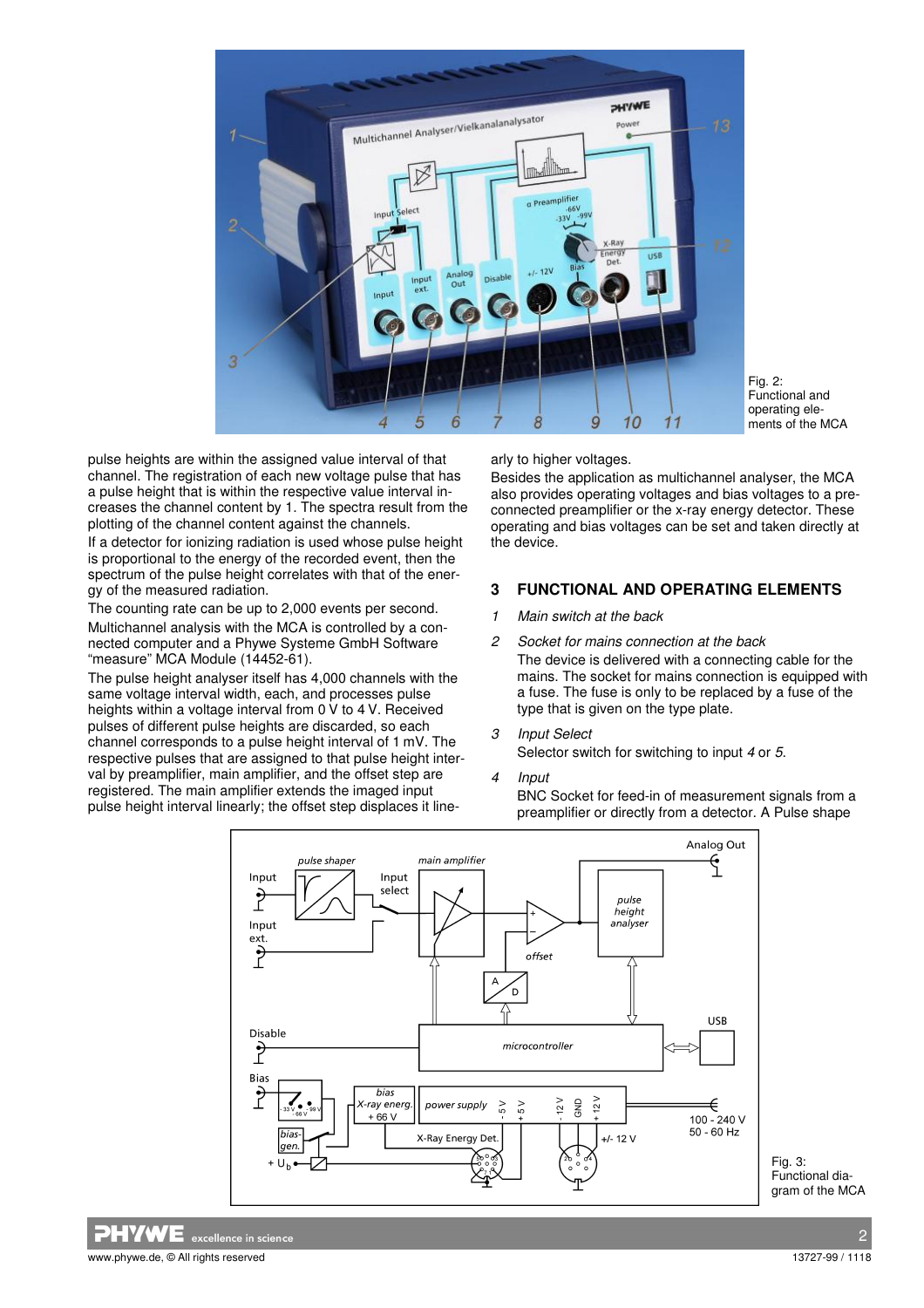Fig. 2: Functional and operating elements of the MCA

pulse heights are within the assigned value interval of that channel. The registration of each new voltage pulse that has a pulse height that is within the respective value interval increases the channel content by 1. The spectra result from the plotting of the channel content against the channels.

If a detector for ionizing radiation is used whose pulse height is proportional to the energy of the recorded event, then the spectrum of the pulse height correlates with that of the energy of the measured radiation.

The counting rate can be up to 2,000 events per second.

Multichannel analysis with the MCA is controlled by a connected computer and a Phywe Systeme GmbH Software "measure" MCA Module (14452-61).

The pulse height analyser itself has 4,000 channels with the same voltage interval width, each, and processes pulse heights within a voltage interval from 0 V to 4 V. Received pulses of different pulse heights are discarded, so each channel corresponds to a pulse height interval of 1 mV. The respective pulses that are assigned to that pulse height interval by preamplifier, main amplifier, and the offset step are registered. The main amplifier extends the imaged input pulse height interval linearly; the offset step displaces it linearly to higher voltages.

Besides the application as multichannel analyser, the MCA also provides operating voltages and bias voltages to a preconnected preamplifier or the x-ray energy detector. These operating and bias voltages can be set and taken directly at the device.

## 3 FUNCTIONAL AND OPERATING ELEMENTS

1 *Main switch at the back*

2 *Socket for mains connection at the back*
The device is delivered with a connecting cable for the mains. The socket for mains connection is equipped with a fuse. The fuse is only to be replaced by a fuse of the type that is given on the type plate.

3 *Input Select*
Selector switch for switching to input *4* or *5*.

4 *Input*
BNC Socket for feed-in of measurement signals from a preamplifier or directly from a detector. A Pulse shape

Fig. 3: Functional diagram of the MCA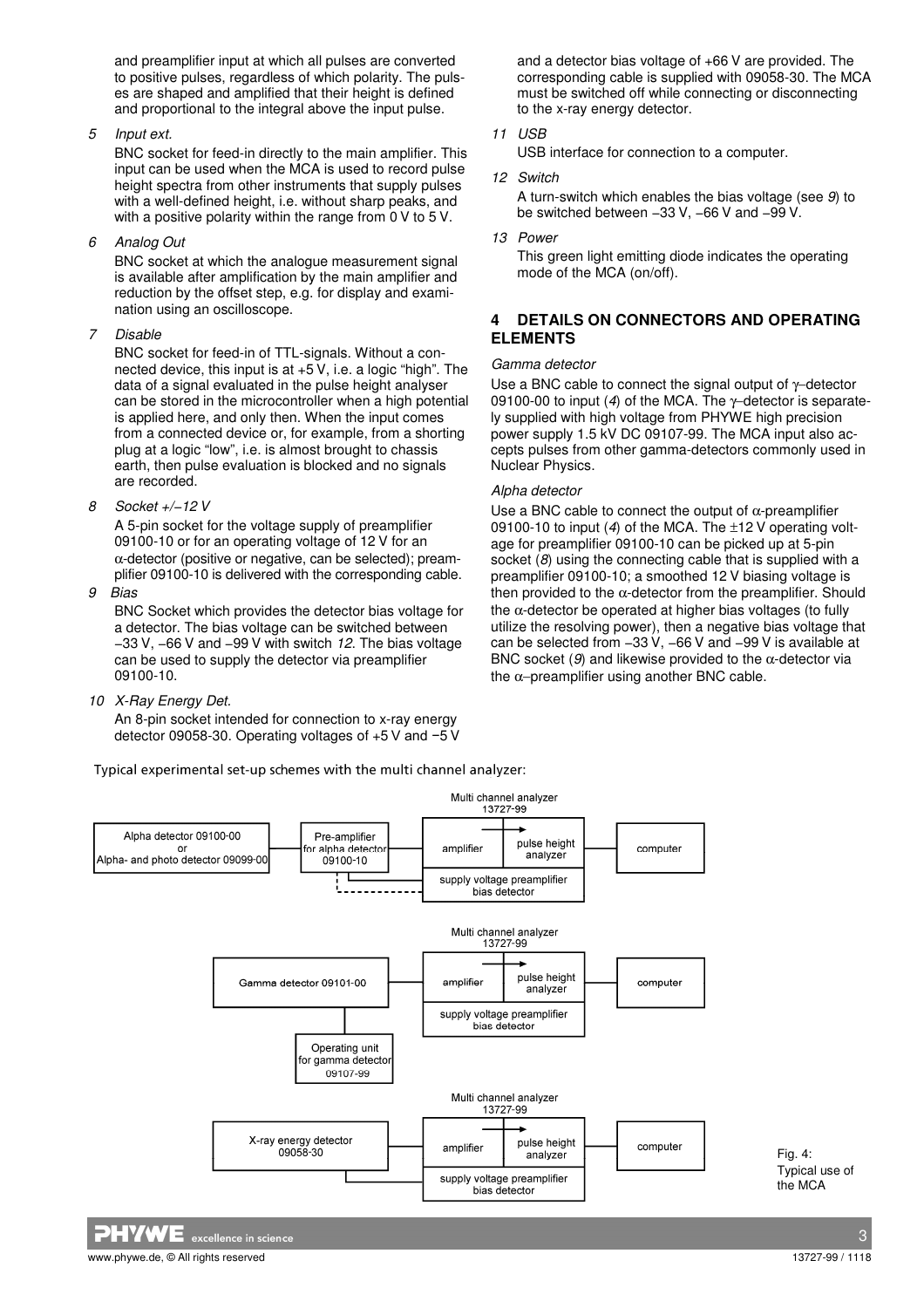and preamplifier input at which all pulses are converted to positive pulses, regardless of which polarity. The pulses are shaped and amplified that their height is defined and proportional to the integral above the input pulse.

*5 Input ext.*

BNC socket for feed-in directly to the main amplifier. This input can be used when the MCA is used to record pulse height spectra from other instruments that supply pulses with a well-defined height, i.e. without sharp peaks, and with a positive polarity within the range from 0 V to 5 V.

*6 Analog Out*

BNC socket at which the analogue measurement signal is available after amplification by the main amplifier and reduction by the offset step, e.g. for display and examination using an oscilloscope.

*7 Disable*

BNC socket for feed-in of TTL-signals. Without a connected device, this input is at +5 V, i.e. a logic "high". The data of a signal evaluated in the pulse height analyser can be stored in the microcontroller when a high potential is applied here, and only then. When the input comes from a connected device or, for example, from a shorting plug at a logic "low", i.e. is almost brought to chassis earth, then pulse evaluation is blocked and no signals are recorded.

*8 Socket +/−12 V*

A 5-pin socket for the voltage supply of preamplifier 09100-10 or for an operating voltage of 12 V for an α-detector (positive or negative, can be selected); preamplifier 09100-10 is delivered with the corresponding cable.

*9 Bias*

BNC Socket which provides the detector bias voltage for a detector. The bias voltage can be switched between −33 V, −66 V and −99 V with switch *12*. The bias voltage can be used to supply the detector via preamplifier 09100-10.

*10 X-Ray Energy Det.*

An 8-pin socket intended for connection to x-ray energy detector 09058-30. Operating voltages of +5 V and −5 V and a detector bias voltage of +66 V are provided. The corresponding cable is supplied with 09058-30. The MCA must be switched off while connecting or disconnecting to the x-ray energy detector.

*11 USB*

USB interface for connection to a computer.

*12 Switch*

A turn-switch which enables the bias voltage (see *9*) to be switched between −33 V, −66 V and −99 V.

*13 Power*

This green light emitting diode indicates the operating mode of the MCA (on/off).

## 4 DETAILS ON CONNECTORS AND OPERATING ELEMENTS

*Gamma detector*

Use a BNC cable to connect the signal output of γ–detector 09100-00 to input (*4*) of the MCA. The γ–detector is separately supplied with high voltage from PHYWE high precision power supply 1.5 kV DC 09107-99. The MCA input also accepts pulses from other gamma-detectors commonly used in Nuclear Physics.

*Alpha detector*

Use a BNC cable to connect the output of α-preamplifier 09100-10 to input (*4*) of the MCA. The ±12 V operating voltage for preamplifier 09100-10 can be picked up at 5-pin socket (*8*) using the connecting cable that is supplied with a preamplifier 09100-10; a smoothed 12 V biasing voltage is then provided to the α-detector from the preamplifier. Should the α-detector be operated at higher bias voltages (to fully utilize the resolving power), then a negative bias voltage that can be selected from −33 V, −66 V and −99 V is available at BNC socket (*9*) and likewise provided to the α-detector via the α–preamplifier using another BNC cable.

Typical experimental set-up schemes with the multi channel analyzer:

Multi channel analyzer 13727-99: Alpha detector 09100-00 or Alpha- and photo detector 09099-00 → Pre-amplifier for alpha detector 09100-10 → amplifier → pulse height analyzer → computer; supply voltage preamplifier / bias detector

Multi channel analyzer 13727-99: Gamma detector 09101-00 → amplifier → pulse height analyzer → computer; Operating unit for gamma detector 09107-99; supply voltage preamplifier / bias detector

Multi channel analyzer 13727-99: X-ray energy detector 09058-30 → amplifier → pulse height analyzer → computer; supply voltage preamplifier / bias detector

Fig. 4: Typical use of the MCA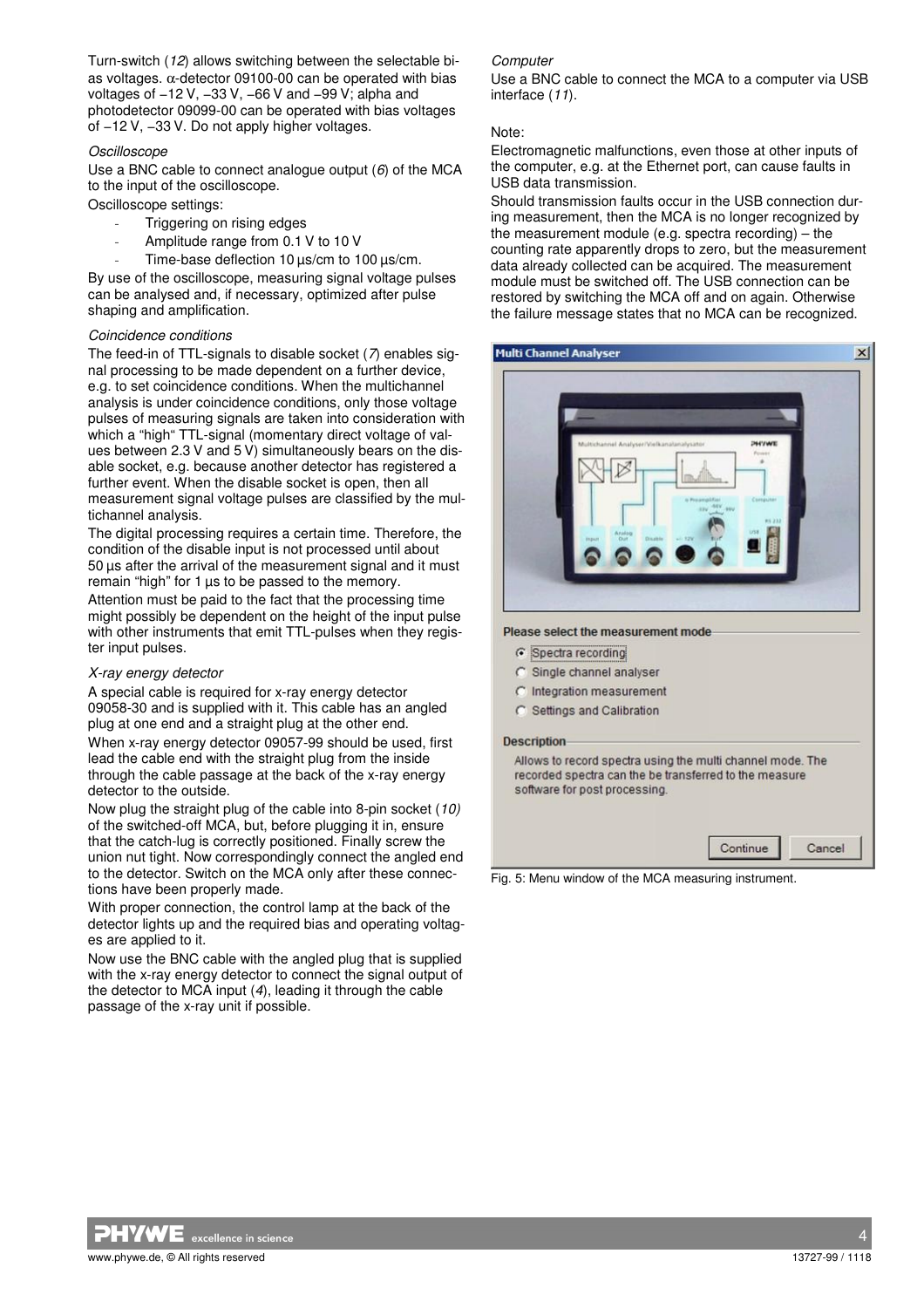Turn-switch (*12*) allows switching between the selectable bias voltages. α-detector 09100-00 can be operated with bias voltages of −12 V, −33 V, −66 V and −99 V; alpha and photodetector 09099-00 can be operated with bias voltages of −12 V, −33 V. Do not apply higher voltages.

*Oscilloscope*

Use a BNC cable to connect analogue output (*6*) of the MCA to the input of the oscilloscope.

Oscilloscope settings:

- Triggering on rising edges
- Amplitude range from 0.1 V to 10 V
- Time-base deflection 10 µs/cm to 100 µs/cm.

By use of the oscilloscope, measuring signal voltage pulses can be analysed and, if necessary, optimized after pulse shaping and amplification.

*Coincidence conditions*

The feed-in of TTL-signals to disable socket (*7*) enables signal processing to be made dependent on a further device, e.g. to set coincidence conditions. When the multichannel analysis is under coincidence conditions, only those voltage pulses of measuring signals are taken into consideration with which a "high" TTL-signal (momentary direct voltage of values between 2.3 V and 5 V) simultaneously bears on the disable socket, e.g. because another detector has registered a further event. When the disable socket is open, then all measurement signal voltage pulses are classified by the multichannel analysis.

The digital processing requires a certain time. Therefore, the condition of the disable input is not processed until about 50 µs after the arrival of the measurement signal and it must remain "high" for 1 µs to be passed to the memory.

Attention must be paid to the fact that the processing time might possibly be dependent on the height of the input pulse with other instruments that emit TTL-pulses when they register input pulses.

*X-ray energy detector*

A special cable is required for x-ray energy detector 09058-30 and is supplied with it. This cable has an angled plug at one end and a straight plug at the other end.

When x-ray energy detector 09057-99 should be used, first lead the cable end with the straight plug from the inside through the cable passage at the back of the x-ray energy detector to the outside.

Now plug the straight plug of the cable into 8-pin socket (*10)* of the switched-off MCA, but, before plugging it in, ensure that the catch-lug is correctly positioned. Finally screw the union nut tight. Now correspondingly connect the angled end to the detector. Switch on the MCA only after these connections have been properly made.

With proper connection, the control lamp at the back of the detector lights up and the required bias and operating voltages are applied to it.

Now use the BNC cable with the angled plug that is supplied with the x-ray energy detector to connect the signal output of the detector to MCA input (*4*), leading it through the cable passage of the x-ray unit if possible.

*Computer*

Use a BNC cable to connect the MCA to a computer via USB interface (*11*).

Note:

Electromagnetic malfunctions, even those at other inputs of the computer, e.g. at the Ethernet port, can cause faults in USB data transmission.

Should transmission faults occur in the USB connection during measurement, then the MCA is no longer recognized by the measurement module (e.g. spectra recording) – the counting rate apparently drops to zero, but the measurement data already collected can be acquired. The measurement module must be switched off. The USB connection can be restored by switching the MCA off and on again. Otherwise the failure message states that no MCA can be recognized.

Fig. 5: Menu window of the MCA measuring instrument.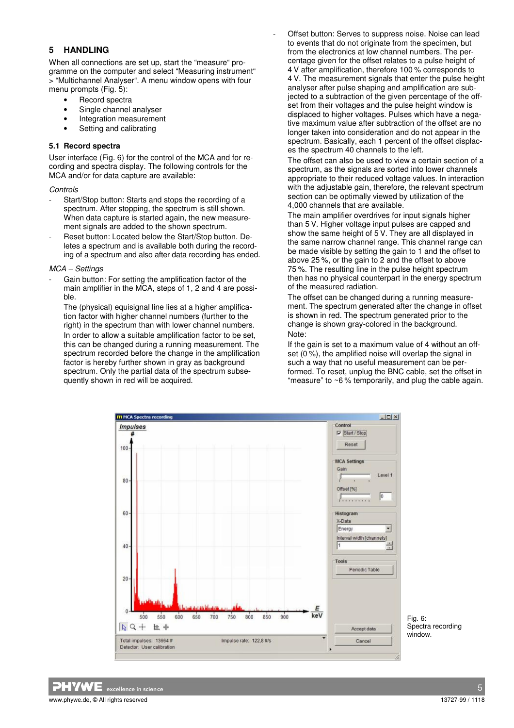## 5 HANDLING

When all connections are set up, start the "measure" programme on the computer and select "Measuring instrument" > "Multichannel Analyser". A menu window opens with four menu prompts (Fig. 5):

- Record spectra
- Single channel analyser
- Integration measurement
- Setting and calibrating

### 5.1 Record spectra

User interface (Fig. 6) for the control of the MCA and for recording and spectra display. The following controls for the MCA and/or for data capture are available:

*Controls*

- Start/Stop button: Starts and stops the recording of a spectrum. After stopping, the spectrum is still shown. When data capture is started again, the new measurement signals are added to the shown spectrum.
- Reset button: Located below the Start/Stop button. Deletes a spectrum and is available both during the recording of a spectrum and also after data recording has ended.

*MCA – Settings*

- Gain button: For setting the amplification factor of the main amplifier in the MCA, steps of 1, 2 and 4 are possible.

  The (physical) equisignal line lies at a higher amplification factor with higher channel numbers (further to the right) in the spectrum than with lower channel numbers.

  In order to allow a suitable amplification factor to be set, this can be changed during a running measurement. The spectrum recorded before the change in the amplification factor is hereby further shown in gray as background spectrum. Only the partial data of the spectrum subsequently shown in red will be acquired.

- Offset button: Serves to suppress noise. Noise can lead to events that do not originate from the specimen, but from the electronics at low channel numbers. The percentage given for the offset relates to a pulse height of 4 V after amplification, therefore 100 % corresponds to 4 V. The measurement signals that enter the pulse height analyser after pulse shaping and amplification are subjected to a subtraction of the given percentage of the offset from their voltages and the pulse height window is displaced to higher voltages. Pulses which have a negative maximum value after subtraction of the offset are no longer taken into consideration and do not appear in the spectrum. Basically, each 1 percent of the offset displaces the spectrum 40 channels to the left.

  The offset can also be used to view a certain section of a spectrum, as the signals are sorted into lower channels appropriate to their reduced voltage values. In interaction with the adjustable gain, therefore, the relevant spectrum section can be optimally viewed by utilization of the 4,000 channels that are available.

  The main amplifier overdrives for input signals higher than 5 V. Higher voltage input pulses are capped and show the same height of 5 V. They are all displayed in the same narrow channel range. This channel range can be made visible by setting the gain to 1 and the offset to above 25 %, or the gain to 2 and the offset to above 75 %. The resulting line in the pulse height spectrum then has no physical counterpart in the energy spectrum of the measured radiation.

  The offset can be changed during a running measurement. The spectrum generated after the change in offset is shown in red. The spectrum generated prior to the change is shown gray-colored in the background.

  Note:

  If the gain is set to a maximum value of 4 without an offset (0 %), the amplified noise will overlap the signal in such a way that no useful measurement can be performed. To reset, unplug the BNC cable, set the offset in "measure" to ~6 % temporarily, and plug the cable again.

Fig. 6: Spectra recording window.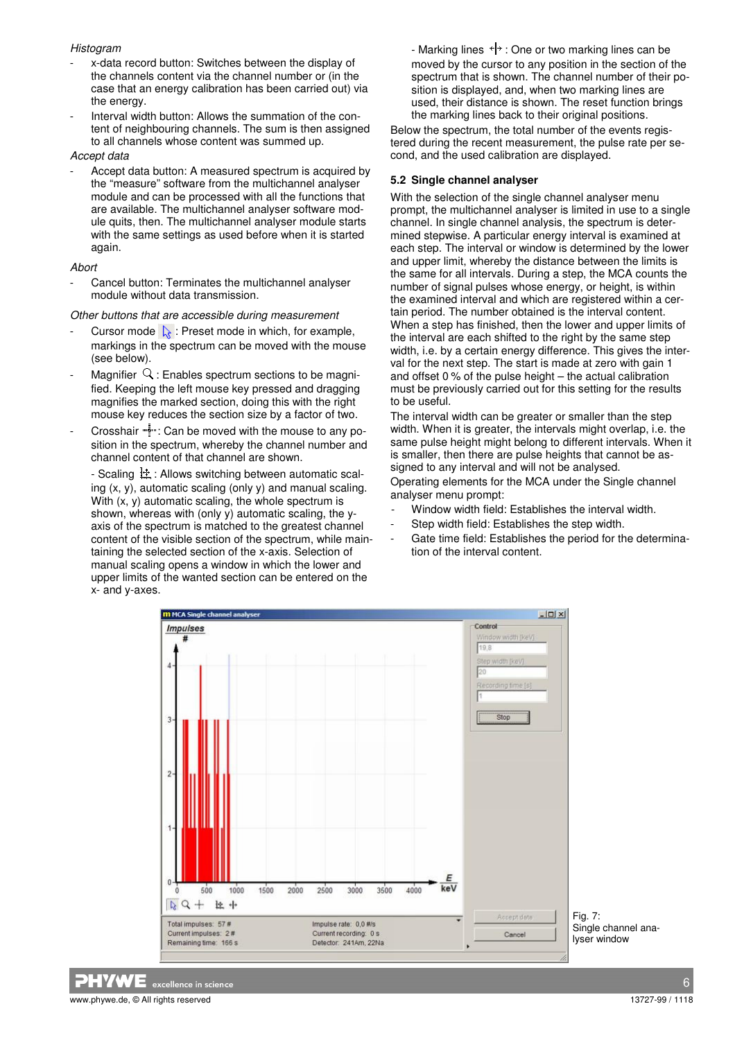*Histogram*

- x-data record button: Switches between the display of the channels content via the channel number or (in the case that an energy calibration has been carried out) via the energy.
- Interval width button: Allows the summation of the content of neighbouring channels. The sum is then assigned to all channels whose content was summed up.

*Accept data*

- Accept data button: A measured spectrum is acquired by the "measure" software from the multichannel analyser module and can be processed with all the functions that are available. The multichannel analyser software module quits, then. The multichannel analyser module starts with the same settings as used before when it is started again.

*Abort*

- Cancel button: Terminates the multichannel analyser module without data transmission.

*Other buttons that are accessible during measurement*

- Cursor mode : Preset mode in which, for example, markings in the spectrum can be moved with the mouse (see below).
- Magnifier : Enables spectrum sections to be magnified. Keeping the left mouse key pressed and dragging magnifies the marked section, doing this with the right mouse key reduces the section size by a factor of two.
- Crosshair : Can be moved with the mouse to any position in the spectrum, whereby the channel number and channel content of that channel are shown.

  - Scaling : Allows switching between automatic scaling (x, y), automatic scaling (only y) and manual scaling. With (x, y) automatic scaling, the whole spectrum is shown, whereas with (only y) automatic scaling, the y-axis of the spectrum is matched to the greatest channel content of the visible section of the spectrum, while maintaining the selected section of the x-axis. Selection of manual scaling opens a window in which the lower and upper limits of the wanted section can be entered on the x- and y-axes.

  - Marking lines : One or two marking lines can be moved by the cursor to any position in the section of the spectrum that is shown. The channel number of their position is displayed, and, when two marking lines are used, their distance is shown. The reset function brings the marking lines back to their original positions.

Below the spectrum, the total number of the events registered during the recent measurement, the pulse rate per second, and the used calibration are displayed.

### 5.2 Single channel analyser

With the selection of the single channel analyser menu prompt, the multichannel analyser is limited in use to a single channel. In single channel analysis, the spectrum is determined stepwise. A particular energy interval is examined at each step. The interval or window is determined by the lower and upper limit, whereby the distance between the limits is the same for all intervals. During a step, the MCA counts the number of signal pulses whose energy, or height, is within the examined interval and which are registered within a certain period. The number obtained is the interval content. When a step has finished, then the lower and upper limits of the interval are each shifted to the right by the same step width, i.e. by a certain energy difference. This gives the interval for the next step. The start is made at zero with gain 1 and offset 0 % of the pulse height – the actual calibration must be previously carried out for this setting for the results to be useful.

The interval width can be greater or smaller than the step width. When it is greater, the intervals might overlap, i.e. the same pulse height might belong to different intervals. When it is smaller, then there are pulse heights that cannot be assigned to any interval and will not be analysed.

Operating elements for the MCA under the Single channel analyser menu prompt:

- Window width field: Establishes the interval width.
- Step width field: Establishes the step width.
- Gate time field: Establishes the period for the determination of the interval content.

Fig. 7: Single channel analyser window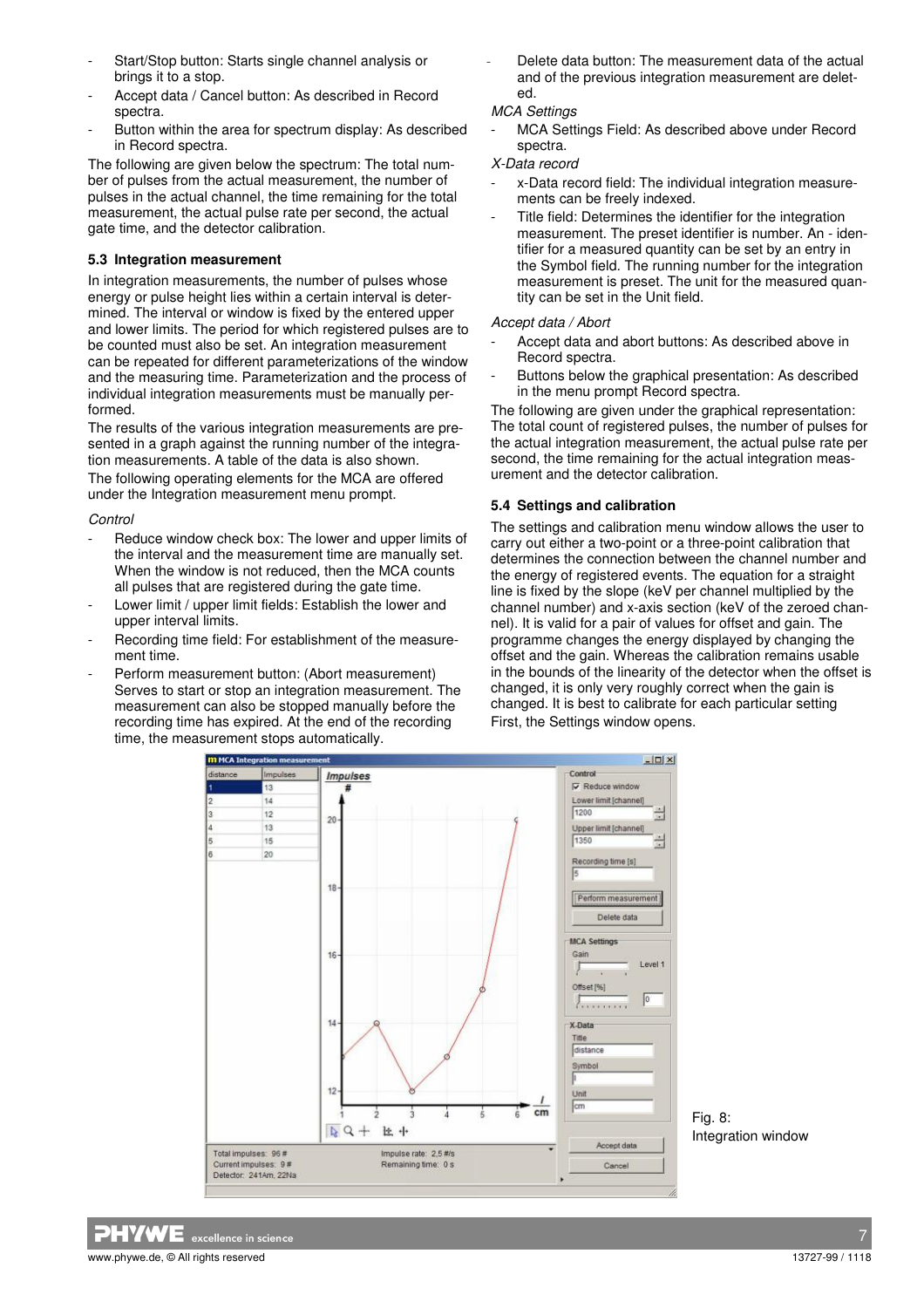- Start/Stop button: Starts single channel analysis or brings it to a stop.
- Accept data / Cancel button: As described in Record spectra.
- Button within the area for spectrum display: As described in Record spectra.

The following are given below the spectrum: The total number of pulses from the actual measurement, the number of pulses in the actual channel, the time remaining for the total measurement, the actual pulse rate per second, the actual gate time, and the detector calibration.

### 5.3 Integration measurement

In integration measurements, the number of pulses whose energy or pulse height lies within a certain interval is determined. The interval or window is fixed by the entered upper and lower limits. The period for which registered pulses are to be counted must also be set. An integration measurement can be repeated for different parameterizations of the window and the measuring time. Parameterization and the process of individual integration measurements must be manually performed.

The results of the various integration measurements are presented in a graph against the running number of the integration measurements. A table of the data is also shown.

The following operating elements for the MCA are offered under the Integration measurement menu prompt.

*Control*

- Reduce window check box: The lower and upper limits of the interval and the measurement time are manually set. When the window is not reduced, then the MCA counts all pulses that are registered during the gate time.
- Lower limit / upper limit fields: Establish the lower and upper interval limits.
- Recording time field: For establishment of the measurement time.
- Perform measurement button: (Abort measurement) Serves to start or stop an integration measurement. The measurement can also be stopped manually before the recording time has expired. At the end of the recording time, the measurement stops automatically.
- Delete data button: The measurement data of the actual and of the previous integration measurement are deleted.

*MCA Settings*

- MCA Settings Field: As described above under Record spectra.

*X-Data record*

- x-Data record field: The individual integration measurements can be freely indexed.
- Title field: Determines the identifier for the integration measurement. The preset identifier is number. An - identifier for a measured quantity can be set by an entry in the Symbol field. The running number for the integration measurement is preset. The unit for the measured quantity can be set in the Unit field.

*Accept data / Abort*

- Accept data and abort buttons: As described above in Record spectra.
- Buttons below the graphical presentation: As described in the menu prompt Record spectra.

The following are given under the graphical representation: The total count of registered pulses, the number of pulses for the actual integration measurement, the actual pulse rate per second, the time remaining for the actual integration measurement and the detector calibration.

### 5.4 Settings and calibration

The settings and calibration menu window allows the user to carry out either a two-point or a three-point calibration that determines the connection between the channel number and the energy of registered events. The equation for a straight line is fixed by the slope (keV per channel multiplied by the channel number) and x-axis section (keV of the zeroed channel). It is valid for a pair of values for offset and gain. The programme changes the energy displayed by changing the offset and the gain. Whereas the calibration remains usable in the bounds of the linearity of the detector when the offset is changed, it is only very roughly correct when the gain is changed. It is best to calibrate for each particular setting

First, the Settings window opens.

Fig. 8: Integration window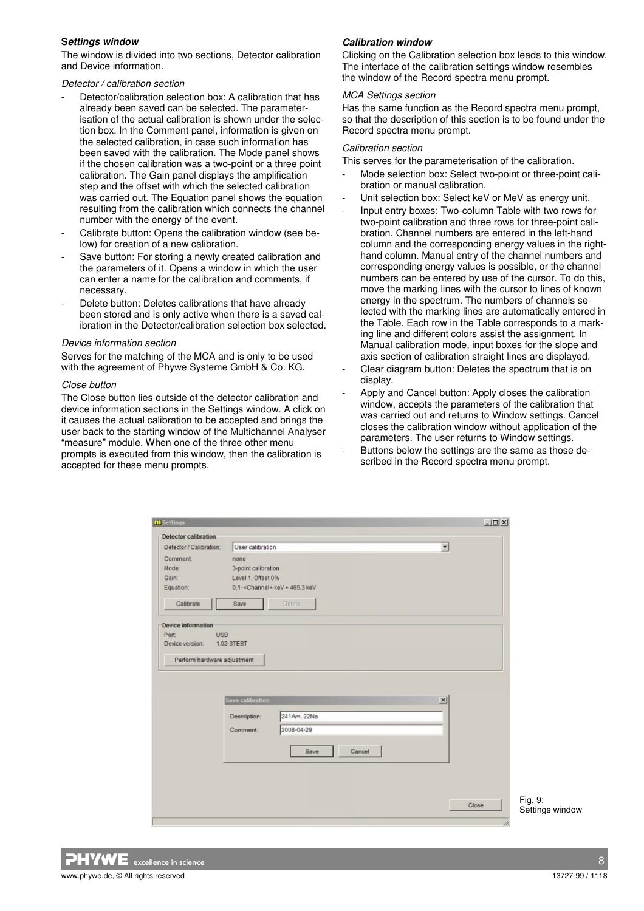**Settings window**

The window is divided into two sections, Detector calibration and Device information.

*Detector / calibration section*

- Detector/calibration selection box: A calibration that has already been saved can be selected. The parameterisation of the actual calibration is shown under the selection box. In the Comment panel, information is given on the selected calibration, in case such information has been saved with the calibration. The Mode panel shows if the chosen calibration was a two-point or a three point calibration. The Gain panel displays the amplification step and the offset with which the selected calibration was carried out. The Equation panel shows the equation resulting from the calibration which connects the channel number with the energy of the event.
- Calibrate button: Opens the calibration window (see below) for creation of a new calibration.
- Save button: For storing a newly created calibration and the parameters of it. Opens a window in which the user can enter a name for the calibration and comments, if necessary.
- Delete button: Deletes calibrations that have already been stored and is only active when there is a saved calibration in the Detector/calibration selection box selected.

*Device information section*

Serves for the matching of the MCA and is only to be used with the agreement of Phywe Systeme GmbH & Co. KG.

*Close button*

The Close button lies outside of the detector calibration and device information sections in the Settings window. A click on it causes the actual calibration to be accepted and brings the user back to the starting window of the Multichannel Analyser "measure" module. When one of the three other menu prompts is executed from this window, then the calibration is accepted for these menu prompts.

***Calibration window***

Clicking on the Calibration selection box leads to this window. The interface of the calibration settings window resembles the window of the Record spectra menu prompt.

*MCA Settings section*

Has the same function as the Record spectra menu prompt, so that the description of this section is to be found under the Record spectra menu prompt.

*Calibration section*

This serves for the parameterisation of the calibration.

- Mode selection box: Select two-point or three-point calibration or manual calibration.
- Unit selection box: Select keV or MeV as energy unit.
- Input entry boxes: Two-column Table with two rows for two-point calibration and three rows for three-point calibration. Channel numbers are entered in the left-hand column and the corresponding energy values in the right-hand column. Manual entry of the channel numbers and corresponding energy values is possible, or the channel numbers can be entered by use of the cursor. To do this, move the marking lines with the cursor to lines of known energy in the spectrum. The numbers of channels selected with the marking lines are automatically entered in the Table. Each row in the Table corresponds to a marking line and different colors assist the assignment. In Manual calibration mode, input boxes for the slope and axis section of calibration straight lines are displayed.
- Clear diagram button: Deletes the spectrum that is on display.
- Apply and Cancel button: Apply closes the calibration window, accepts the parameters of the calibration that was carried out and returns to Window settings. Cancel closes the calibration window without application of the parameters. The user returns to Window settings.
- Buttons below the settings are the same as those described in the Record spectra menu prompt.

Fig. 9:
Settings window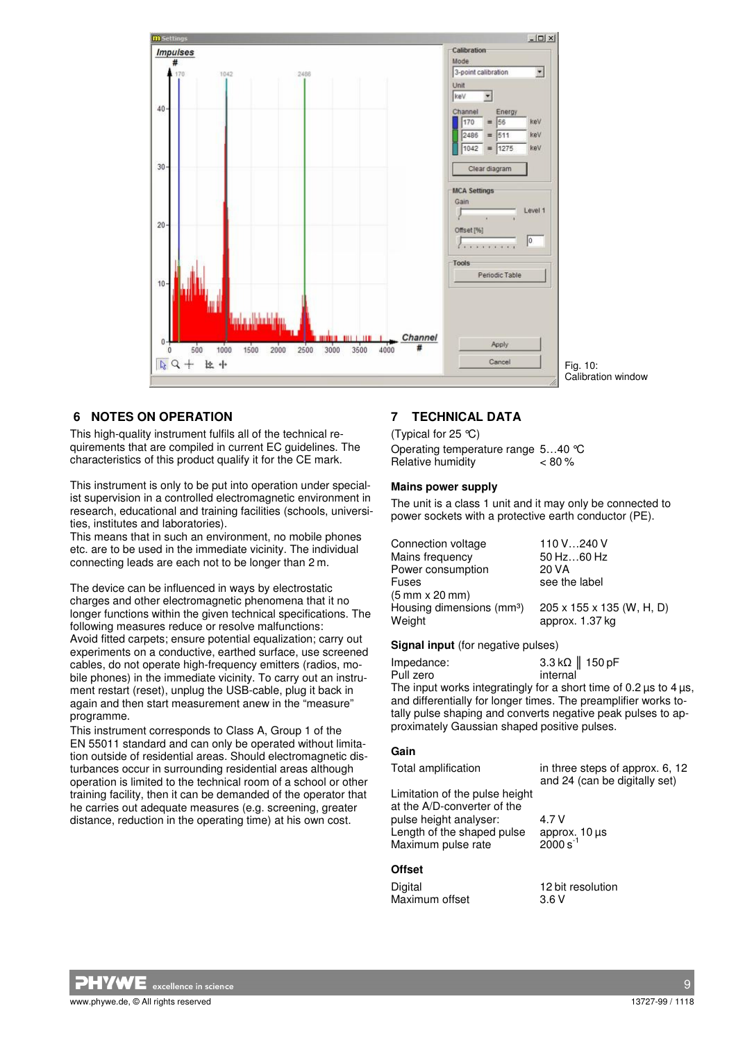Fig. 10: Calibration window

## 6 NOTES ON OPERATION

This high-quality instrument fulfils all of the technical requirements that are compiled in current EC guidelines. The characteristics of this product qualify it for the CE mark.

This instrument is only to be put into operation under specialist supervision in a controlled electromagnetic environment in research, educational and training facilities (schools, universities, institutes and laboratories).
This means that in such an environment, no mobile phones etc. are to be used in the immediate vicinity. The individual connecting leads are each not to be longer than 2 m.

The device can be influenced in ways by electrostatic charges and other electromagnetic phenomena that it no longer functions within the given technical specifications. The following measures reduce or resolve malfunctions:
Avoid fitted carpets; ensure potential equalization; carry out experiments on a conductive, earthed surface, use screened cables, do not operate high-frequency emitters (radios, mobile phones) in the immediate vicinity. To carry out an instrument restart (reset), unplug the USB-cable, plug it back in again and then start measurement anew in the "measure" programme.
This instrument corresponds to Class A, Group 1 of the EN 55011 standard and can only be operated without limitation outside of residential areas. Should electromagnetic disturbances occur in surrounding residential areas although operation is limited to the technical room of a school or other training facility, then it can be demanded of the operator that he carries out adequate measures (e.g. screening, greater distance, reduction in the operating time) at his own cost.

## 7 TECHNICAL DATA

(Typical for 25 °C)

| | |
|---|---|
| Operating temperature range | 5…40 °C |
| Relative humidity | < 80 % |

### Mains power supply

The unit is a class 1 unit and it may only be connected to power sockets with a protective earth conductor (PE).

| | |
|---|---|
| Connection voltage | 110 V…240 V |
| Mains frequency | 50 Hz…60 Hz |
| Power consumption | 20 VA |
| Fuses | see the label |
| (5 mm x 20 mm) | |
| Housing dimensions ($mm^3$) | 205 x 155 x 135 (W, H, D) |
| Weight | approx. 1.37 kg |

**Signal input** (for negative pulses)

| | |
|---|---|
| Impedance: | 3.3 kΩ ‖ 150 pF |
| Pull zero | internal |

The input works integratingly for a short time of 0.2 µs to 4 µs, and differentially for longer times. The preamplifier works totally pulse shaping and converts negative peak pulses to approximately Gaussian shaped positive pulses.

### Gain

| | |
|---|---|
| Total amplification | in three steps of approx. 6, 12 and 24 (can be digitally set) |
| Limitation of the pulse height at the A/D-converter of the pulse height analyser: | 4.7 V |
| Length of the shaped pulse | approx. 10 µs |
| Maximum pulse rate | 2000 $s^{-1}$ |

### Offset

| | |
|---|---|
| Digital | 12 bit resolution |
| Maximum offset | 3.6 V |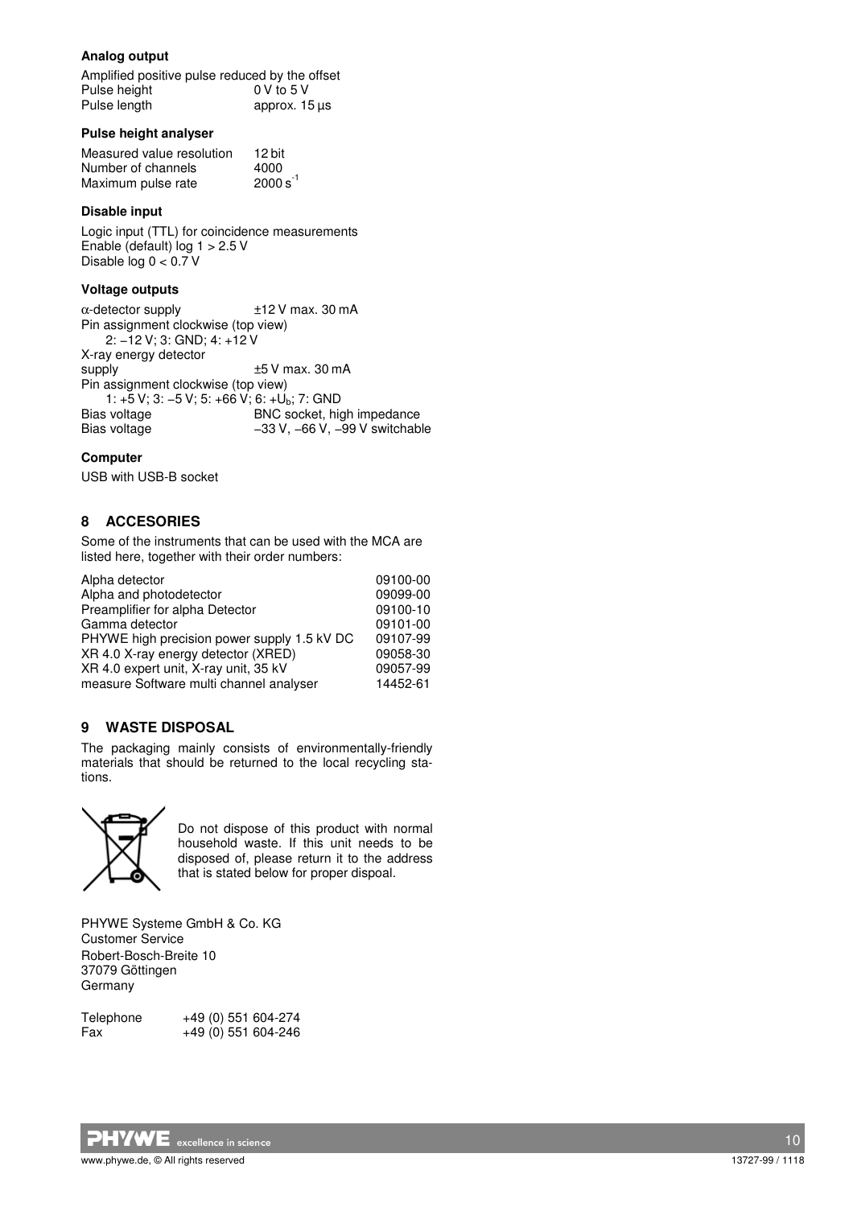**Analog output**

Amplified positive pulse reduced by the offset

| | |
|---|---|
| Pulse height | 0 V to 5 V |
| Pulse length | approx. 15 µs |

**Pulse height analyser**

| | |
|---|---|
| Measured value resolution | 12 bit |
| Number of channels | 4000 |
| Maximum pulse rate | $2000\ s^{-1}$ |

**Disable input**

Logic input (TTL) for coincidence measurements
Enable (default) log 1 > 2.5 V
Disable log 0 < 0.7 V

**Voltage outputs**

α-detector supply ±12 V max. 30 mA
Pin assignment clockwise (top view)
2: −12 V; 3: GND; 4: +12 V
X-ray energy detector
supply ±5 V max. 30 mA
Pin assignment clockwise (top view)
1: +5 V; 3: −5 V; 5: +66 V; 6: $+U_b$; 7: GND
Bias voltage BNC socket, high impedance
Bias voltage −33 V, −66 V, −99 V switchable

**Computer**

USB with USB-B socket

## 8 ACCESORIES

Some of the instruments that can be used with the MCA are listed here, together with their order numbers:

| | |
|---|---|
| Alpha detector | 09100-00 |
| Alpha and photodetector | 09099-00 |
| Preamplifier for alpha Detector | 09100-10 |
| Gamma detector | 09101-00 |
| PHYWE high precision power supply 1.5 kV DC | 09107-99 |
| XR 4.0 X-ray energy detector (XRED) | 09058-30 |
| XR 4.0 expert unit, X-ray unit, 35 kV | 09057-99 |
| measure Software multi channel analyser | 14452-61 |

## 9 WASTE DISPOSAL

The packaging mainly consists of environmentally-friendly materials that should be returned to the local recycling stations.

Do not dispose of this product with normal household waste. If this unit needs to be disposed of, please return it to the address that is stated below for proper dispoal.

PHYWE Systeme GmbH & Co. KG
Customer Service
Robert-Bosch-Breite 10
37079 Göttingen
Germany

| | |
|---|---|
| Telephone | +49 (0) 551 604-274 |
| Fax | +49 (0) 551 604-246 |